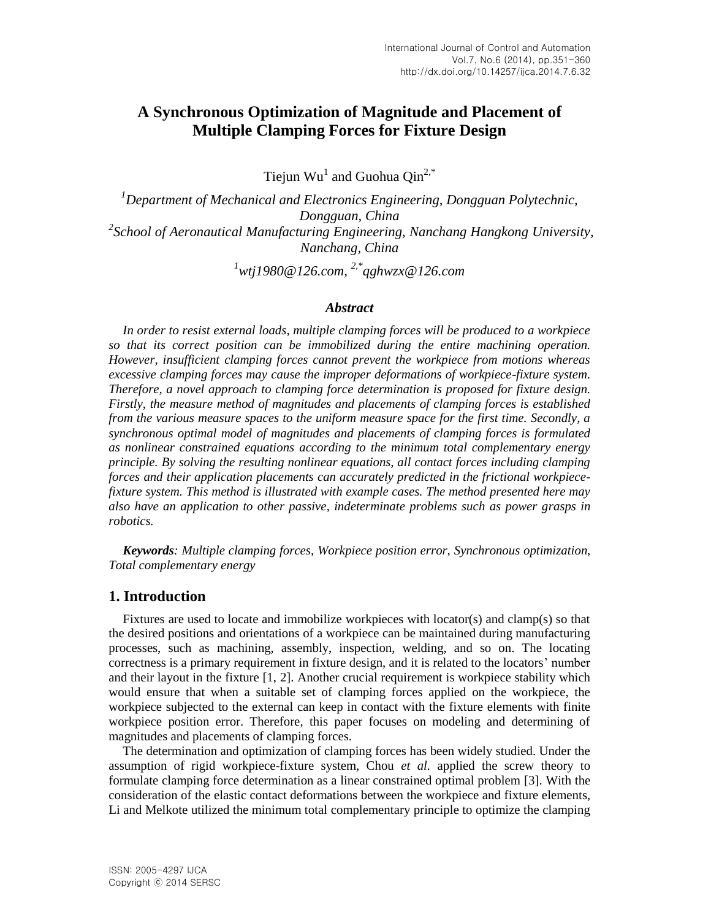# A Synchronous Optimization of Magnitude and Placement of Multiple Clamping Forces for Fixture Design

Tiejun Wu[1] and Guohua Qin[2,*]

[1]*Department of Mechanical and Electronics Engineering, Dongguan Polytechnic, Dongguan, China*
[2]*School of Aeronautical Manufacturing Engineering, Nanchang Hangkong University, Nanchang, China*

[1]*wtj1980@126.com*, [2,*]*qghwzx@126.com*

### *Abstract*

*In order to resist external loads, multiple clamping forces will be produced to a workpiece so that its correct position can be immobilized during the entire machining operation. However, insufficient clamping forces cannot prevent the workpiece from motions whereas excessive clamping forces may cause the improper deformations of workpiece-fixture system. Therefore, a novel approach to clamping force determination is proposed for fixture design. Firstly, the measure method of magnitudes and placements of clamping forces is established from the various measure spaces to the uniform measure space for the first time. Secondly, a synchronous optimal model of magnitudes and placements of clamping forces is formulated as nonlinear constrained equations according to the minimum total complementary energy principle. By solving the resulting nonlinear equations, all contact forces including clamping forces and their application placements can accurately predicted in the frictional workpiece-fixture system. This method is illustrated with example cases. The method presented here may also have an application to other passive, indeterminate problems such as power grasps in robotics.*

***Keywords**: Multiple clamping forces, Workpiece position error, Synchronous optimization, Total complementary energy*

## 1. Introduction

Fixtures are used to locate and immobilize workpieces with locator(s) and clamp(s) so that the desired positions and orientations of a workpiece can be maintained during manufacturing processes, such as machining, assembly, inspection, welding, and so on. The locating correctness is a primary requirement in fixture design, and it is related to the locators' number and their layout in the fixture [1, 2]. Another crucial requirement is workpiece stability which would ensure that when a suitable set of clamping forces applied on the workpiece, the workpiece subjected to the external can keep in contact with the fixture elements with finite workpiece position error. Therefore, this paper focuses on modeling and determining of magnitudes and placements of clamping forces.

The determination and optimization of clamping forces has been widely studied. Under the assumption of rigid workpiece-fixture system, Chou *et al.* applied the screw theory to formulate clamping force determination as a linear constrained optimal problem [3]. With the consideration of the elastic contact deformations between the workpiece and fixture elements, Li and Melkote utilized the minimum total complementary principle to optimize the clamping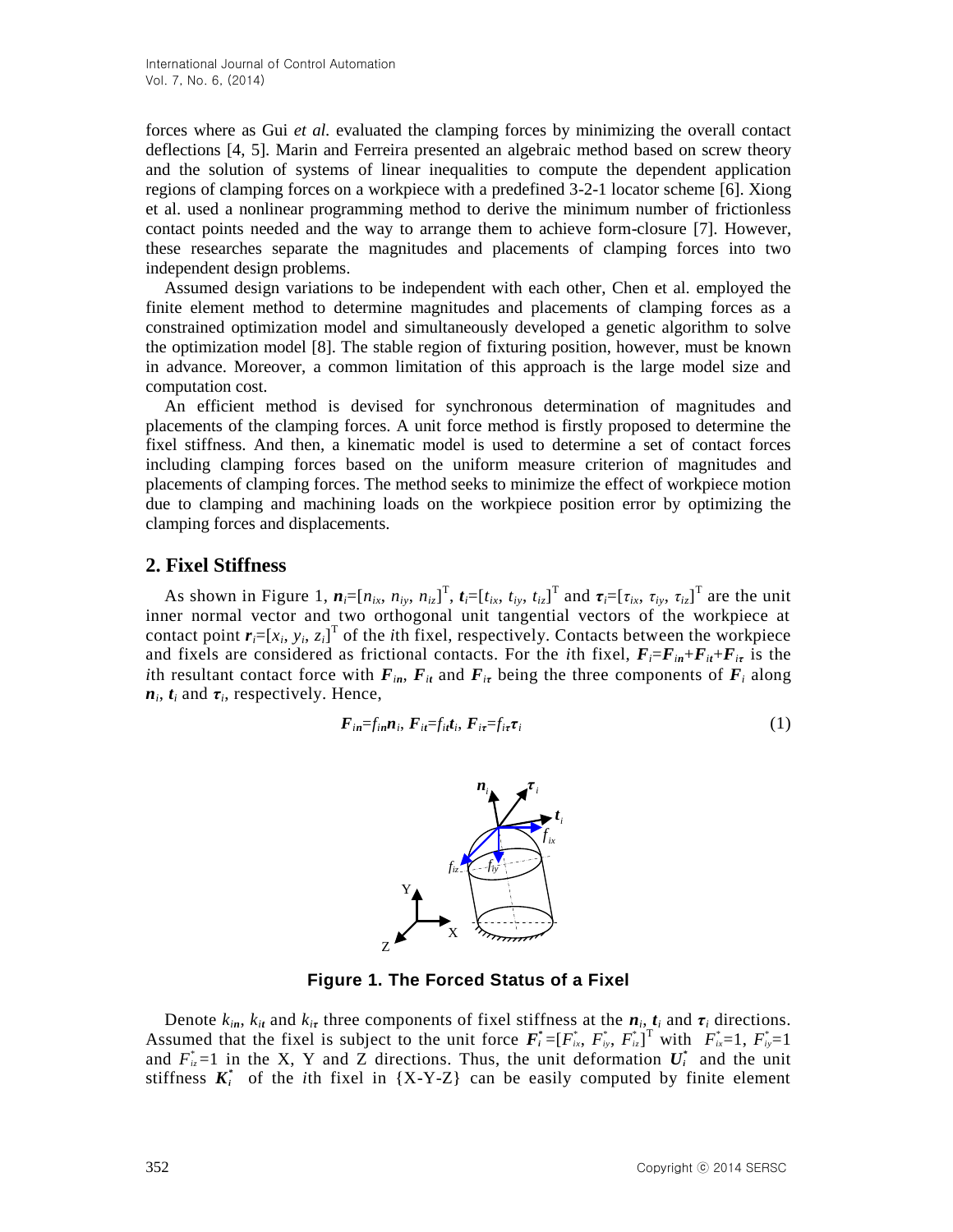forces where as Gui *et al.* evaluated the clamping forces by minimizing the overall contact deflections [4, 5]. Marin and Ferreira presented an algebraic method based on screw theory and the solution of systems of linear inequalities to compute the dependent application regions of clamping forces on a workpiece with a predefined 3-2-1 locator scheme [6]. Xiong et al. used a nonlinear programming method to derive the minimum number of frictionless contact points needed and the way to arrange them to achieve form-closure [7]. However, these researches separate the magnitudes and placements of clamping forces into two independent design problems.

Assumed design variations to be independent with each other, Chen et al. employed the finite element method to determine magnitudes and placements of clamping forces as a constrained optimization model and simultaneously developed a genetic algorithm to solve the optimization model [8]. The stable region of fixturing position, however, must be known in advance. Moreover, a common limitation of this approach is the large model size and computation cost.

An efficient method is devised for synchronous determination of magnitudes and placements of the clamping forces. A unit force method is firstly proposed to determine the fixel stiffness. And then, a kinematic model is used to determine a set of contact forces including clamping forces based on the uniform measure criterion of magnitudes and placements of clamping forces. The method seeks to minimize the effect of workpiece motion due to clamping and machining loads on the workpiece position error by optimizing the clamping forces and displacements.

## 2. Fixel Stiffness

As shown in Figure 1, $\boldsymbol{n}_i=[n_{ix}, n_{iy}, n_{iz}]^{\mathrm{T}}$, $\boldsymbol{t}_i=[t_{ix}, t_{iy}, t_{iz}]^{\mathrm{T}}$ and $\boldsymbol{\tau}_i=[\tau_{ix}, \tau_{iy}, \tau_{iz}]^{\mathrm{T}}$ are the unit inner normal vector and two orthogonal unit tangential vectors of the workpiece at contact point $\boldsymbol{r}_i=[x_i, y_i, z_i]^{\mathrm{T}}$ of the *i*th fixel, respectively. Contacts between the workpiece and fixels are considered as frictional contacts. For the *i*th fixel, $\boldsymbol{F}_i=\boldsymbol{F}_{in}+\boldsymbol{F}_{it}+\boldsymbol{F}_{i\tau}$ is the *i*th resultant contact force with $\boldsymbol{F}_{in}$, $\boldsymbol{F}_{it}$ and $\boldsymbol{F}_{i\tau}$ being the three components of $\boldsymbol{F}_i$ along $\boldsymbol{n}_i$, $\boldsymbol{t}_i$ and $\boldsymbol{\tau}_i$, respectively. Hence,

$$\boldsymbol{F}_{in}=f_{in}\boldsymbol{n}_i,\ \boldsymbol{F}_{it}=f_{it}\boldsymbol{t}_i,\ \boldsymbol{F}_{i\tau}=f_{i\tau}\boldsymbol{\tau}_i \tag{1}$$

**Figure 1. The Forced Status of a Fixel**

Denote $k_{in}$, $k_{it}$ and $k_{i\tau}$ three components of fixel stiffness at the $\boldsymbol{n}_i$, $\boldsymbol{t}_i$ and $\boldsymbol{\tau}_i$ directions. Assumed that the fixel is subject to the unit force $\boldsymbol{F}_i^*=[F_{ix}^*, F_{iy}^*, F_{iz}^*]^{\mathrm{T}}$ with $F_{ix}^*=1$, $F_{iy}^*=1$ and $F_{iz}^*=1$ in the X, Y and Z directions. Thus, the unit deformation $\boldsymbol{U}_i^*$ and the unit stiffness $\boldsymbol{K}_i^*$ of the *i*th fixel in {X-Y-Z} can be easily computed by finite element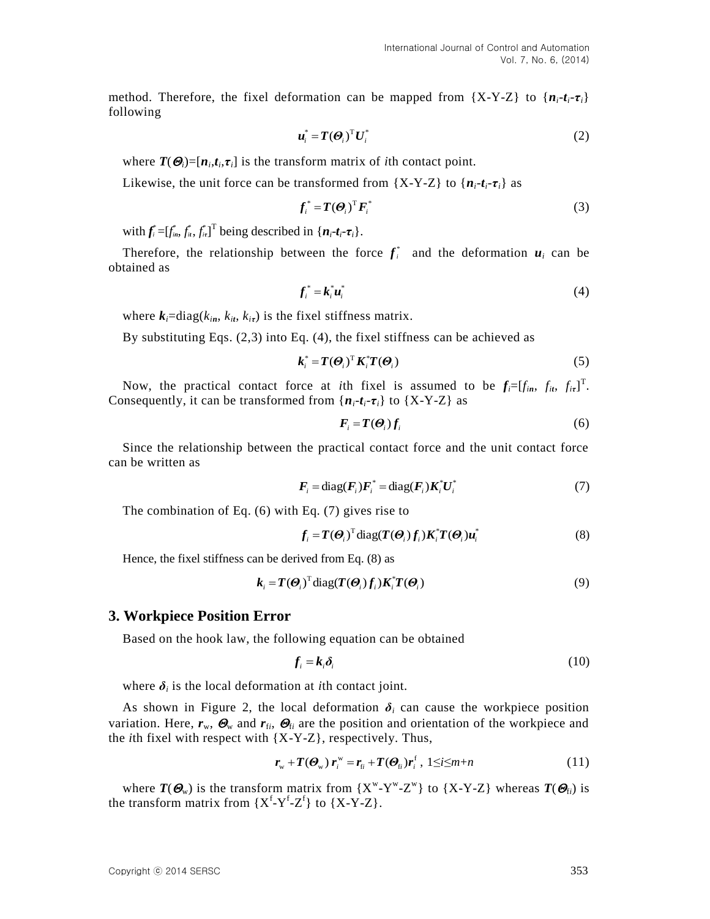method. Therefore, the fixel deformation can be mapped from {X-Y-Z} to $\{\boldsymbol{n}_i\text{-}\boldsymbol{t}_i\text{-}\boldsymbol{\tau}_i\}$ following

$$\boldsymbol{u}_i^* = \boldsymbol{T}(\boldsymbol{\Theta}_i)^{\mathrm{T}} \boldsymbol{U}_i^* \tag{2}$$

where $\boldsymbol{T}(\boldsymbol{\Theta}_i)=[\boldsymbol{n}_i,\boldsymbol{t}_i,\boldsymbol{\tau}_i]$ is the transform matrix of *i*th contact point.

Likewise, the unit force can be transformed from {X-Y-Z} to $\{\boldsymbol{n}_i\text{-}\boldsymbol{t}_i\text{-}\boldsymbol{\tau}_i\}$ as

$$\boldsymbol{f}_i^* = \boldsymbol{T}(\boldsymbol{\Theta}_i)^{\mathrm{T}} \boldsymbol{F}_i^* \tag{3}$$

with $\boldsymbol{f}_i^*=[f_{in}^*, f_{it}^*, f_{i\tau}^*]^{\mathrm{T}}$ being described in $\{\boldsymbol{n}_i\text{-}\boldsymbol{t}_i\text{-}\boldsymbol{\tau}_i\}$.

Therefore, the relationship between the force $\boldsymbol{f}_i^*$ and the deformation $\boldsymbol{u}_i$ can be obtained as

$$\boldsymbol{f}_i^* = \boldsymbol{k}_i^* \boldsymbol{u}_i^* \tag{4}$$

where $\boldsymbol{k}_i=\mathrm{diag}(k_{in}, k_{it}, k_{i\tau})$ is the fixel stiffness matrix.

By substituting Eqs. (2,3) into Eq. (4), the fixel stiffness can be achieved as

$$\boldsymbol{k}_i^* = \boldsymbol{T}(\boldsymbol{\Theta}_i)^{\mathrm{T}} \boldsymbol{K}_i^* \boldsymbol{T}(\boldsymbol{\Theta}_i) \tag{5}$$

Now, the practical contact force at *i*th fixel is assumed to be $\boldsymbol{f}_i=[f_{in}, f_{it}, f_{i\tau}]^{\mathrm{T}}$. Consequently, it can be transformed from $\{\boldsymbol{n}_i\text{-}\boldsymbol{t}_i\text{-}\boldsymbol{\tau}_i\}$ to {X-Y-Z} as

$$\boldsymbol{F}_i = \boldsymbol{T}(\boldsymbol{\Theta}_i)\, \boldsymbol{f}_i \tag{6}$$

Since the relationship between the practical contact force and the unit contact force can be written as

$$\boldsymbol{F}_i = \mathrm{diag}(\boldsymbol{F}_i)\boldsymbol{F}_i^* = \mathrm{diag}(\boldsymbol{F}_i)\boldsymbol{K}_i^* \boldsymbol{U}_i^* \tag{7}$$

The combination of Eq. (6) with Eq. (7) gives rise to

$$\boldsymbol{f}_i = \boldsymbol{T}(\boldsymbol{\Theta}_i)^{\mathrm{T}} \mathrm{diag}(\boldsymbol{T}(\boldsymbol{\Theta}_i)\, \boldsymbol{f}_i) \boldsymbol{K}_i^* \boldsymbol{T}(\boldsymbol{\Theta}_i) \boldsymbol{u}_i^* \tag{8}$$

Hence, the fixel stiffness can be derived from Eq. (8) as

$$\boldsymbol{k}_i = \boldsymbol{T}(\boldsymbol{\Theta}_i)^{\mathrm{T}} \mathrm{diag}(\boldsymbol{T}(\boldsymbol{\Theta}_i)\, \boldsymbol{f}_i) \boldsymbol{K}_i^* \boldsymbol{T}(\boldsymbol{\Theta}_i) \tag{9}$$

## 3. Workpiece Position Error

Based on the hook law, the following equation can be obtained

$$\boldsymbol{f}_i = \boldsymbol{k}_i \boldsymbol{\delta}_i \tag{10}$$

where $\boldsymbol{\delta}_i$ is the local deformation at *i*th contact joint.

As shown in Figure 2, the local deformation $\boldsymbol{\delta}_i$ can cause the workpiece position variation. Here, $\boldsymbol{r}_{\mathrm{w}}$, $\boldsymbol{\Theta}_{\mathrm{w}}$ and $\boldsymbol{r}_{\mathrm{f}i}$, $\boldsymbol{\Theta}_{\mathrm{f}i}$ are the position and orientation of the workpiece and the *i*th fixel with respect with {X-Y-Z}, respectively. Thus,

$$\boldsymbol{r}_{\mathrm{w}} + \boldsymbol{T}(\boldsymbol{\Theta}_{\mathrm{w}})\, \boldsymbol{r}_i^{\mathrm{w}} = \boldsymbol{r}_{\mathrm{f}i} + \boldsymbol{T}(\boldsymbol{\Theta}_{\mathrm{f}i}) \boldsymbol{r}_i^{\mathrm{f}}, \; 1 \le i \le m+n \tag{11}$$

where $\boldsymbol{T}(\boldsymbol{\Theta}_{\mathrm{w}})$ is the transform matrix from $\{\mathrm{X^w\text{-}Y^w\text{-}Z^w}\}$ to {X-Y-Z} whereas $\boldsymbol{T}(\boldsymbol{\Theta}_{\mathrm{f}i})$ is the transform matrix from $\{\mathrm{X^f\text{-}Y^f\text{-}Z^f}\}$ to {X-Y-Z}.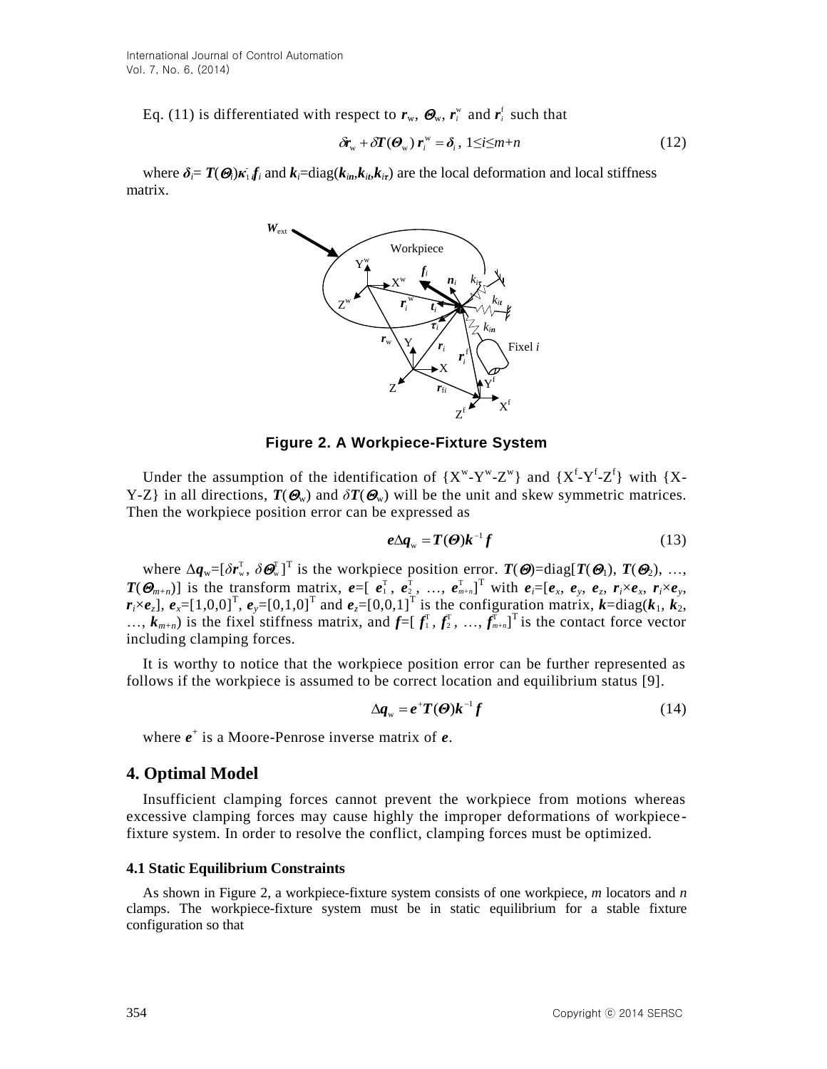Eq. (11) is differentiated with respect to $\boldsymbol{r}_\text{w}$, $\boldsymbol{\Theta}_\text{w}$, $\boldsymbol{r}_i^\text{w}$ and $\boldsymbol{r}_i^\text{f}$ such that

$$\delta\boldsymbol{r}_\text{w} + \delta\boldsymbol{T}(\boldsymbol{\Theta}_\text{w})\,\boldsymbol{r}_i^\text{w} = \boldsymbol{\delta}_i,\ 1\leq i\leq m+n \tag{12}$$

where $\boldsymbol{\delta}_i = \boldsymbol{T}(\boldsymbol{\Theta}_i)\boldsymbol{\kappa}_i^{-1}\boldsymbol{f}_i$ and $\boldsymbol{k}_i=\text{diag}(\boldsymbol{k}_{in},\boldsymbol{k}_{it},\boldsymbol{k}_{i\tau})$ are the local deformation and local stiffness matrix.

**Figure 2. A Workpiece-Fixture System**

Under the assumption of the identification of $\{\text{X}^\text{w}\text{-Y}^\text{w}\text{-Z}^\text{w}\}$ and $\{\text{X}^\text{f}\text{-Y}^\text{f}\text{-Z}^\text{f}\}$ with $\{\text{X-Y-Z}\}$ in all directions, $\boldsymbol{T}(\boldsymbol{\Theta}_\text{w})$ and $\delta\boldsymbol{T}(\boldsymbol{\Theta}_\text{w})$ will be the unit and skew symmetric matrices. Then the workpiece position error can be expressed as

$$\boldsymbol{e}\Delta\boldsymbol{q}_\text{w} = \boldsymbol{T}(\boldsymbol{\Theta})\boldsymbol{k}^{-1}\boldsymbol{f} \tag{13}$$

where $\Delta\boldsymbol{q}_\text{w}=[\delta\boldsymbol{r}_\text{w}^\text{T},\ \delta\boldsymbol{\Theta}_\text{w}^\text{T}]^\text{T}$ is the workpiece position error. $\boldsymbol{T}(\boldsymbol{\Theta})=\text{diag}[\boldsymbol{T}(\boldsymbol{\Theta}_1),\ \boldsymbol{T}(\boldsymbol{\Theta}_2),\ \ldots,\ \boldsymbol{T}(\boldsymbol{\Theta}_{m+n})]$ is the transform matrix, $\boldsymbol{e}=[\boldsymbol{e}_1^\text{T},\ \boldsymbol{e}_2^\text{T},\ \ldots,\ \boldsymbol{e}_{m+n}^\text{T}]^\text{T}$ with $\boldsymbol{e}_i=[\boldsymbol{e}_x,\ \boldsymbol{e}_y,\ \boldsymbol{e}_z,\ \boldsymbol{r}_i\times\boldsymbol{e}_x,\ \boldsymbol{r}_i\times\boldsymbol{e}_y,\ \boldsymbol{r}_i\times\boldsymbol{e}_z]$, $\boldsymbol{e}_x=[1,0,0]^\text{T}$, $\boldsymbol{e}_y=[0,1,0]^\text{T}$ and $\boldsymbol{e}_z=[0,0,1]^\text{T}$ is the configuration matrix, $\boldsymbol{k}=\text{diag}(\boldsymbol{k}_1,\ \boldsymbol{k}_2,\ \ldots,\ \boldsymbol{k}_{m+n})$ is the fixel stiffness matrix, and $\boldsymbol{f}=[\boldsymbol{f}_1^\text{T},\ \boldsymbol{f}_2^\text{T},\ \ldots,\ \boldsymbol{f}_{m+n}^\text{T}]^\text{T}$ is the contact force vector including clamping forces.

It is worthy to notice that the workpiece position error can be further represented as follows if the workpiece is assumed to be correct location and equilibrium status [9].

$$\Delta\boldsymbol{q}_\text{w} = \boldsymbol{e}^{+}\boldsymbol{T}(\boldsymbol{\Theta})\boldsymbol{k}^{-1}\boldsymbol{f} \tag{14}$$

where $\boldsymbol{e}^{+}$ is a Moore-Penrose inverse matrix of $\boldsymbol{e}$.

## 4. Optimal Model

Insufficient clamping forces cannot prevent the workpiece from motions whereas excessive clamping forces may cause highly the improper deformations of workpiece-fixture system. In order to resolve the conflict, clamping forces must be optimized.

### 4.1 Static Equilibrium Constraints

As shown in Figure 2, a workpiece-fixture system consists of one workpiece, *m* locators and *n* clamps. The workpiece-fixture system must be in static equilibrium for a stable fixture configuration so that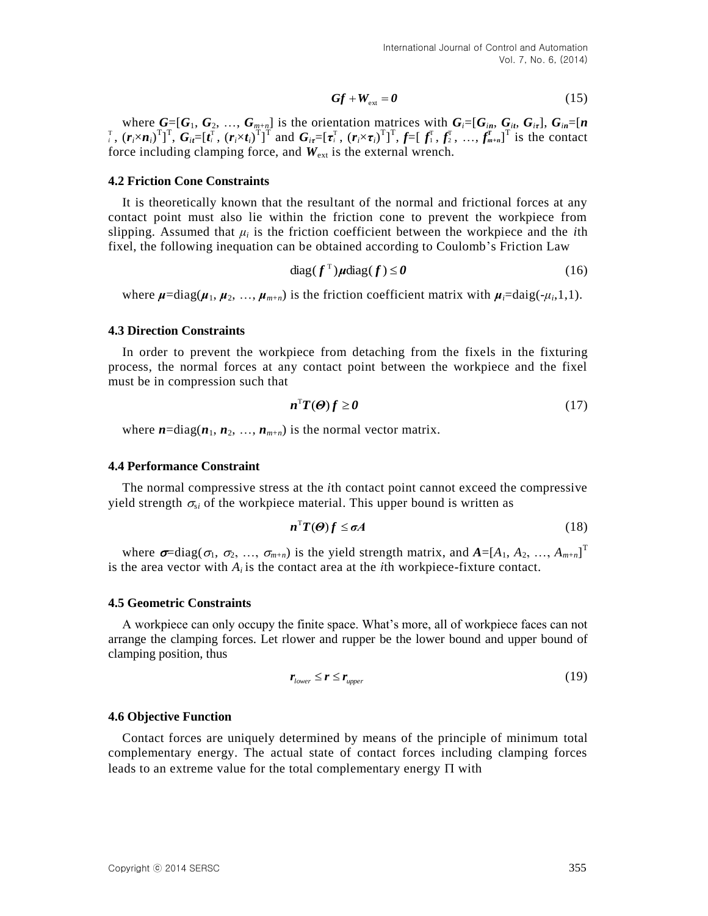$$\boldsymbol{G}\boldsymbol{f}+\boldsymbol{W}_{\text{ext}}=\boldsymbol{0} \tag{15}$$

where $\boldsymbol{G}$=[$\boldsymbol{G}_1$, $\boldsymbol{G}_2$, …, $\boldsymbol{G}_{m+n}$] is the orientation matrices with $\boldsymbol{G}_i$=[$\boldsymbol{G}_{in}$, $\boldsymbol{G}_{it}$, $\boldsymbol{G}_{i\tau}$], $\boldsymbol{G}_{in}$=[$\boldsymbol{n}_i^{\mathrm{T}}$, $(\boldsymbol{r}_i\times\boldsymbol{n}_i)^{\mathrm{T}}$]$^{\mathrm{T}}$, $\boldsymbol{G}_{it}$=[$\boldsymbol{t}_i^{\mathrm{T}}$, $(\boldsymbol{r}_i\times\boldsymbol{t}_i)^{\mathrm{T}}$]$^{\mathrm{T}}$ and $\boldsymbol{G}_{i\tau}$=[$\boldsymbol{\tau}_i^{\mathrm{T}}$, $(\boldsymbol{r}_i\times\boldsymbol{\tau}_i)^{\mathrm{T}}$]$^{\mathrm{T}}$, $\boldsymbol{f}$=[ $\boldsymbol{f}_1^{\mathrm{T}}$, $\boldsymbol{f}_2^{\mathrm{T}}$, …, $\boldsymbol{f}_{m+n}^{\mathrm{T}}$]$^{\mathrm{T}}$ is the contact force including clamping force, and $\boldsymbol{W}_{\text{ext}}$ is the external wrench.

### 4.2 Friction Cone Constraints

It is theoretically known that the resultant of the normal and frictional forces at any contact point must also lie within the friction cone to prevent the workpiece from slipping. Assumed that $\mu_i$ is the friction coefficient between the workpiece and the $i$th fixel, the following inequation can be obtained according to Coulomb's Friction Law

$$\text{diag}(\boldsymbol{f}^{\mathrm{T}})\boldsymbol{\mu}\text{diag}(\boldsymbol{f})\leq\boldsymbol{0} \tag{16}$$

where $\boldsymbol{\mu}$=diag($\boldsymbol{\mu}_1$, $\boldsymbol{\mu}_2$, …, $\boldsymbol{\mu}_{m+n}$) is the friction coefficient matrix with $\boldsymbol{\mu}_i$=daig($-\mu_i$,1,1).

### 4.3 Direction Constraints

In order to prevent the workpiece from detaching from the fixels in the fixturing process, the normal forces at any contact point between the workpiece and the fixel must be in compression such that

$$\boldsymbol{n}^{\mathrm{T}}\boldsymbol{T}(\boldsymbol{\Theta})\boldsymbol{f}\geq\boldsymbol{0} \tag{17}$$

where $\boldsymbol{n}$=diag($\boldsymbol{n}_1$, $\boldsymbol{n}_2$, …, $\boldsymbol{n}_{m+n}$) is the normal vector matrix.

### 4.4 Performance Constraint

The normal compressive stress at the $i$th contact point cannot exceed the compressive yield strength $\sigma_{si}$ of the workpiece material. This upper bound is written as

$$\boldsymbol{n}^{\mathrm{T}}\boldsymbol{T}(\boldsymbol{\Theta})\boldsymbol{f}\leq\boldsymbol{\sigma}\boldsymbol{A} \tag{18}$$

where $\boldsymbol{\sigma}$=diag($\sigma_1$, $\sigma_2$, …, $\sigma_{m+n}$) is the yield strength matrix, and $\boldsymbol{A}$=[$A_1$, $A_2$, …, $A_{m+n}$]$^{\mathrm{T}}$ is the area vector with $A_i$ is the contact area at the $i$th workpiece-fixture contact.

### 4.5 Geometric Constraints

A workpiece can only occupy the finite space. What's more, all of workpiece faces can not arrange the clamping forces. Let rlower and rupper be the lower bound and upper bound of clamping position, thus

$$\boldsymbol{r}_{lower}\leq\boldsymbol{r}\leq\boldsymbol{r}_{upper} \tag{19}$$

### 4.6 Objective Function

Contact forces are uniquely determined by means of the principle of minimum total complementary energy. The actual state of contact forces including clamping forces leads to an extreme value for the total complementary energy $\Pi$ with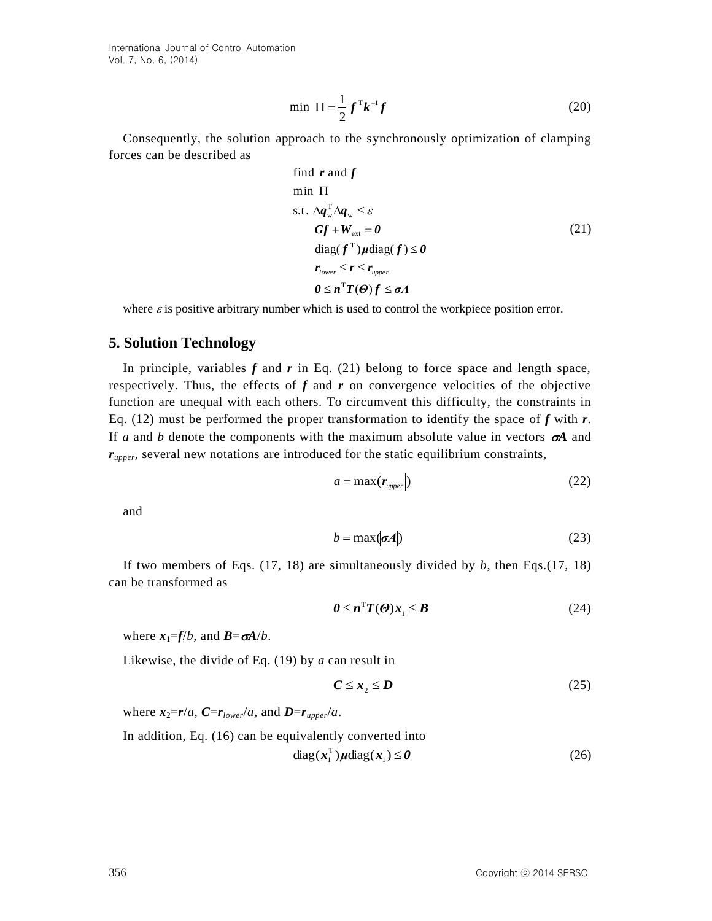$$\min \ \Pi = \frac{1}{2} \boldsymbol{f}^{\mathrm{T}} \boldsymbol{k}^{-1} \boldsymbol{f} \tag{20}$$

Consequently, the solution approach to the synchronously optimization of clamping forces can be described as

$$\begin{aligned}
&\text{find } \boldsymbol{r} \text{ and } \boldsymbol{f} \\
&\min \ \Pi \\
&\text{s.t. } \Delta \boldsymbol{q}_{\mathrm{w}}^{\mathrm{T}} \Delta \boldsymbol{q}_{\mathrm{w}} \le \varepsilon \\
&\quad \boldsymbol{G f} + \boldsymbol{W}_{\mathrm{ext}} = \boldsymbol{0} \\
&\quad \mathrm{diag}(\boldsymbol{f}^{\mathrm{T}}) \boldsymbol{\mu} \mathrm{diag}(\boldsymbol{f}) \le \boldsymbol{0} \\
&\quad \boldsymbol{r}_{lower} \le \boldsymbol{r} \le \boldsymbol{r}_{upper} \\
&\quad \boldsymbol{0} \le \boldsymbol{n}^{\mathrm{T}} \boldsymbol{T}(\boldsymbol{\Theta}) \boldsymbol{f} \le \boldsymbol{\sigma A}
\end{aligned} \tag{21}$$

where $\varepsilon$ is positive arbitrary number which is used to control the workpiece position error.

## 5. Solution Technology

In principle, variables $\boldsymbol{f}$ and $\boldsymbol{r}$ in Eq. (21) belong to force space and length space, respectively. Thus, the effects of $\boldsymbol{f}$ and $\boldsymbol{r}$ on convergence velocities of the objective function are unequal with each others. To circumvent this difficulty, the constraints in Eq. (12) must be performed the proper transformation to identify the space of $\boldsymbol{f}$ with $\boldsymbol{r}$. If $a$ and $b$ denote the components with the maximum absolute value in vectors $\boldsymbol{\sigma A}$ and $\boldsymbol{r}_{upper}$, several new notations are introduced for the static equilibrium constraints,

$$a = \max(|\boldsymbol{r}_{upper}|) \tag{22}$$

and

$$b = \max(|\boldsymbol{\sigma A}|) \tag{23}$$

If two members of Eqs. (17, 18) are simultaneously divided by $b$, then Eqs.(17, 18) can be transformed as

$$\boldsymbol{0} \le \boldsymbol{n}^{\mathrm{T}} \boldsymbol{T}(\boldsymbol{\Theta}) \boldsymbol{x}_1 \le \boldsymbol{B} \tag{24}$$

where $\boldsymbol{x}_1 = \boldsymbol{f}/b$, and $\boldsymbol{B} = \boldsymbol{\sigma A}/b$.

Likewise, the divide of Eq. (19) by $a$ can result in

$$\boldsymbol{C} \le \boldsymbol{x}_2 \le \boldsymbol{D} \tag{25}$$

where $\boldsymbol{x}_2 = \boldsymbol{r}/a$, $\boldsymbol{C} = \boldsymbol{r}_{lower}/a$, and $\boldsymbol{D} = \boldsymbol{r}_{upper}/a$.

In addition, Eq. (16) can be equivalently converted into

$$\mathrm{diag}(\boldsymbol{x}_1^{\mathrm{T}}) \boldsymbol{\mu} \mathrm{diag}(\boldsymbol{x}_1) \le \boldsymbol{0} \tag{26}$$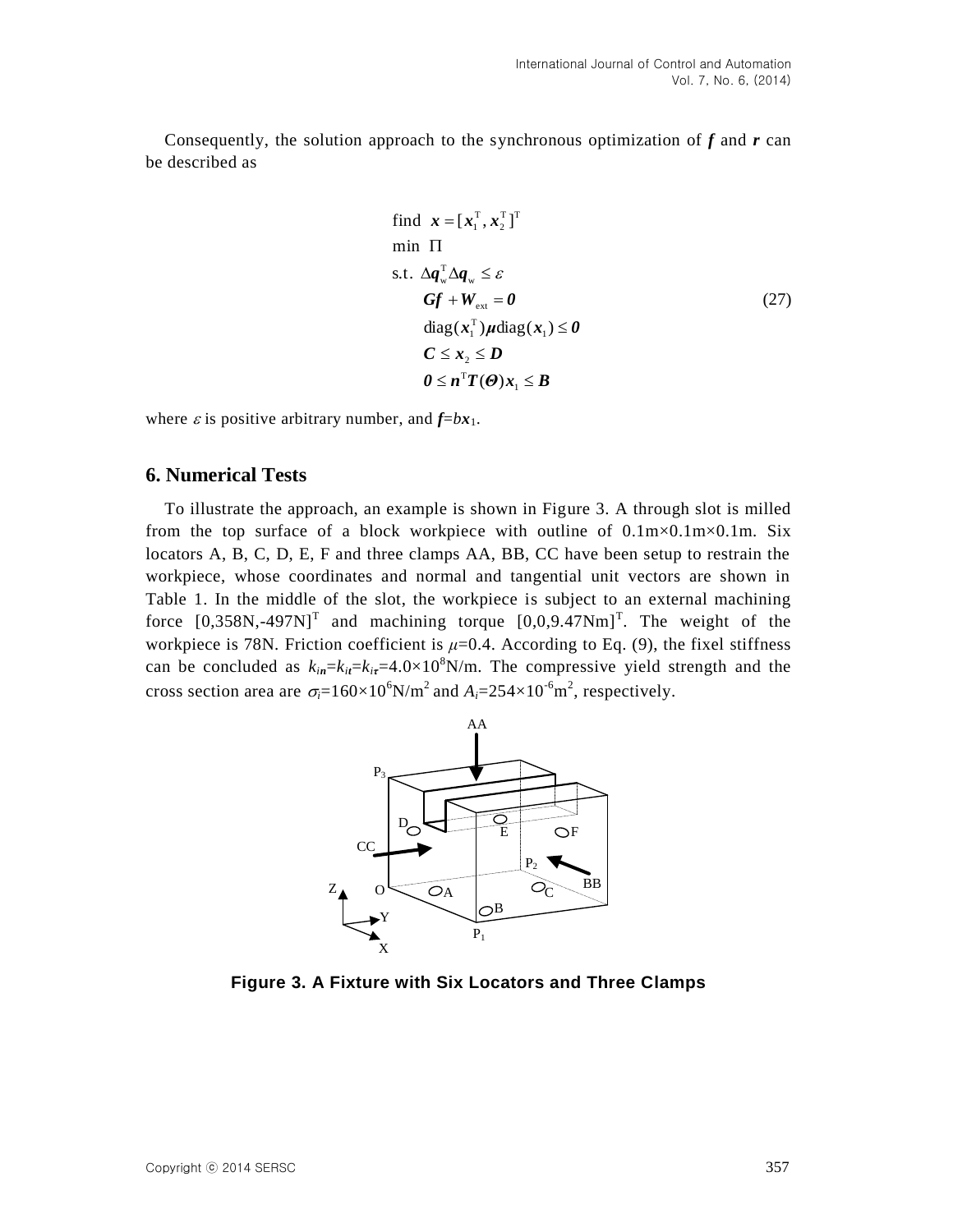Consequently, the solution approach to the synchronous optimization of $\boldsymbol{f}$ and $\boldsymbol{r}$ can be described as

$$
\begin{aligned}
&\text{find} \;\; \boldsymbol{x} = [\boldsymbol{x}_1^{\mathrm{T}}, \boldsymbol{x}_2^{\mathrm{T}}]^{\mathrm{T}} \\
&\min \;\; \Pi \\
&\text{s.t.} \;\; \Delta \boldsymbol{q}_{\mathrm{w}}^{\mathrm{T}} \Delta \boldsymbol{q}_{\mathrm{w}} \le \varepsilon \\
&\qquad \boldsymbol{G}\boldsymbol{f} + \boldsymbol{W}_{\mathrm{ext}} = \boldsymbol{0} \\
&\qquad \mathrm{diag}(\boldsymbol{x}_1^{\mathrm{T}})\boldsymbol{\mu}\,\mathrm{diag}(\boldsymbol{x}_1) \le \boldsymbol{0} \\
&\qquad \boldsymbol{C} \le \boldsymbol{x}_2 \le \boldsymbol{D} \\
&\qquad \boldsymbol{0} \le \boldsymbol{n}^{\mathrm{T}}\boldsymbol{T}(\boldsymbol{\Theta})\boldsymbol{x}_1 \le \boldsymbol{B}
\end{aligned}
\tag{27}
$$

where $\varepsilon$ is positive arbitrary number, and $\boldsymbol{f}=b\boldsymbol{x}_1$.

## 6. Numerical Tests

To illustrate the approach, an example is shown in Figure 3. A through slot is milled from the top surface of a block workpiece with outline of 0.1m×0.1m×0.1m. Six locators A, B, C, D, E, F and three clamps AA, BB, CC have been setup to restrain the workpiece, whose coordinates and normal and tangential unit vectors are shown in Table 1. In the middle of the slot, the workpiece is subject to an external machining force $[0,358\text{N},-497\text{N}]^{\mathrm{T}}$ and machining torque $[0,0,9.47\text{Nm}]^{\mathrm{T}}$. The weight of the workpiece is 78N. Friction coefficient is $\mu$=0.4. According to Eq. (9), the fixel stiffness can be concluded as $k_{i\boldsymbol{n}}=k_{i\boldsymbol{t}}=k_{i\boldsymbol{\tau}}=4.0\times10^{8}\text{N/m}$. The compressive yield strength and the cross section area are $\sigma_i=160\times10^{6}\text{N/m}^2$ and $A_i=254\times10^{-6}\text{m}^2$, respectively.

**Figure 3. A Fixture with Six Locators and Three Clamps**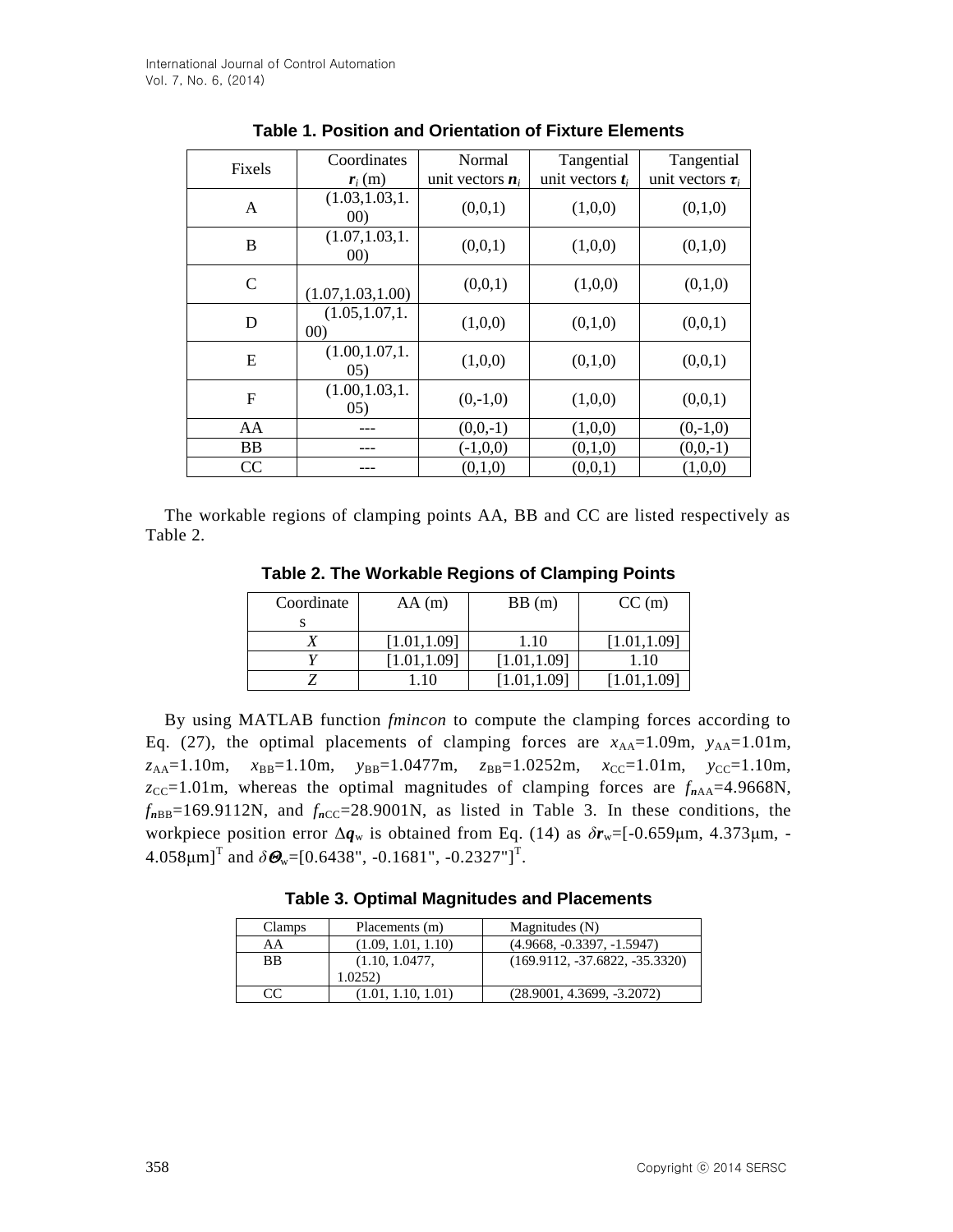**Table 1. Position and Orientation of Fixture Elements**

| Fixels | Coordinates $\boldsymbol{r}_i$ (m) | Normal unit vectors $\boldsymbol{n}_i$ | Tangential unit vectors $\boldsymbol{t}_i$ | Tangential unit vectors $\boldsymbol{\tau}_i$ |
|---|---|---|---|---|
| A | (1.03,1.03,1.00) | (0,0,1) | (1,0,0) | (0,1,0) |
| B | (1.07,1.03,1.00) | (0,0,1) | (1,0,0) | (0,1,0) |
| C | (1.07,1.03,1.00) | (0,0,1) | (1,0,0) | (0,1,0) |
| D | (1.05,1.07,1.00) | (1,0,0) | (0,1,0) | (0,0,1) |
| E | (1.00,1.07,1.05) | (1,0,0) | (0,1,0) | (0,0,1) |
| F | (1.00,1.03,1.05) | (0,-1,0) | (1,0,0) | (0,0,1) |
| AA | --- | (0,0,-1) | (1,0,0) | (0,-1,0) |
| BB | --- | (-1,0,0) | (0,1,0) | (0,0,-1) |
| CC | --- | (0,1,0) | (0,0,1) | (1,0,0) |

The workable regions of clamping points AA, BB and CC are listed respectively as Table 2.

**Table 2. The Workable Regions of Clamping Points**

| Coordinates | AA (m) | BB (m) | CC (m) |
|---|---|---|---|
| *X* | [1.01,1.09] | 1.10 | [1.01,1.09] |
| *Y* | [1.01,1.09] | [1.01,1.09] | 1.10 |
| *Z* | 1.10 | [1.01,1.09] | [1.01,1.09] |

By using MATLAB function *fmincon* to compute the clamping forces according to Eq. (27), the optimal placements of clamping forces are $x_{AA}$=1.09m, $y_{AA}$=1.01m, $z_{AA}$=1.10m, $x_{BB}$=1.10m, $y_{BB}$=1.0477m, $z_{BB}$=1.0252m, $x_{CC}$=1.01m, $y_{CC}$=1.10m, $z_{CC}$=1.01m, whereas the optimal magnitudes of clamping forces are $f_{\boldsymbol{n}AA}$=4.9668N, $f_{\boldsymbol{n}BB}$=169.9112N, and $f_{\boldsymbol{n}CC}$=28.9001N, as listed in Table 3. In these conditions, the workpiece position error $\Delta\boldsymbol{q}_w$ is obtained from Eq. (14) as $\delta\boldsymbol{r}_w$=[-0.659μm, 4.373μm, -4.058μm]$^T$ and $\delta\boldsymbol{\Theta}_w$=[0.6438", -0.1681", -0.2327"]$^T$.

**Table 3. Optimal Magnitudes and Placements**

| Clamps | Placements (m) | Magnitudes (N) |
|---|---|---|
| AA | (1.09, 1.01, 1.10) | (4.9668, -0.3397, -1.5947) |
| BB | (1.10, 1.0477, 1.0252) | (169.9112, -37.6822, -35.3320) |
| CC | (1.01, 1.10, 1.01) | (28.9001, 4.3699, -3.2072) |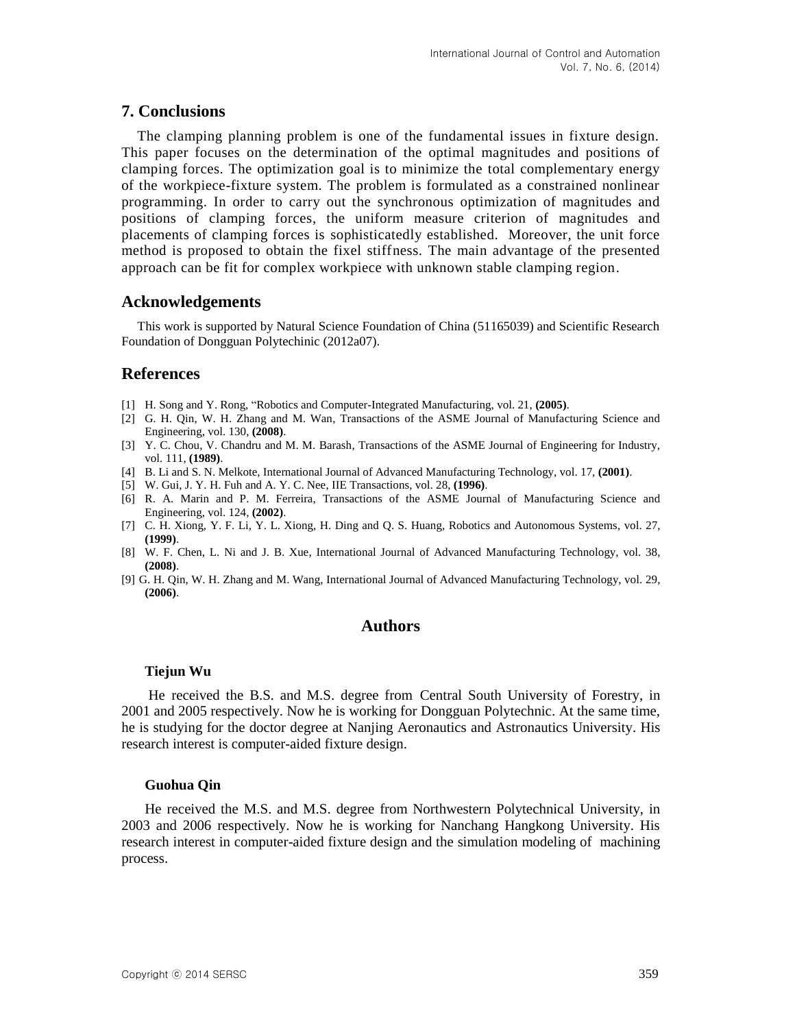## 7. Conclusions

The clamping planning problem is one of the fundamental issues in fixture design. This paper focuses on the determination of the optimal magnitudes and positions of clamping forces. The optimization goal is to minimize the total complementary energy of the workpiece-fixture system. The problem is formulated as a constrained nonlinear programming. In order to carry out the synchronous optimization of magnitudes and positions of clamping forces, the uniform measure criterion of magnitudes and placements of clamping forces is sophisticatedly established. Moreover, the unit force method is proposed to obtain the fixel stiffness. The main advantage of the presented approach can be fit for complex workpiece with unknown stable clamping region.

## Acknowledgements

This work is supported by Natural Science Foundation of China (51165039) and Scientific Research Foundation of Dongguan Polytechinic (2012a07).

## References

[1] H. Song and Y. Rong, "Robotics and Computer-Integrated Manufacturing, vol. 21, **(2005)**.

[2] G. H. Qin, W. H. Zhang and M. Wan, Transactions of the ASME Journal of Manufacturing Science and Engineering, vol. 130, **(2008)**.

[3] Y. C. Chou, V. Chandru and M. M. Barash, Transactions of the ASME Journal of Engineering for Industry, vol. 111, **(1989)**.

[4] B. Li and S. N. Melkote, International Journal of Advanced Manufacturing Technology, vol. 17, **(2001)**.

[5] W. Gui, J. Y. H. Fuh and A. Y. C. Nee, IIE Transactions, vol. 28, **(1996)**.

[6] R. A. Marin and P. M. Ferreira, Transactions of the ASME Journal of Manufacturing Science and Engineering, vol. 124, **(2002)**.

[7] C. H. Xiong, Y. F. Li, Y. L. Xiong, H. Ding and Q. S. Huang, Robotics and Autonomous Systems, vol. 27, **(1999)**.

[8] W. F. Chen, L. Ni and J. B. Xue, International Journal of Advanced Manufacturing Technology, vol. 38, **(2008)**.

[9] G. H. Qin, W. H. Zhang and M. Wang, International Journal of Advanced Manufacturing Technology, vol. 29, **(2006)**.

## Authors

**Tiejun Wu**

He received the B.S. and M.S. degree from Central South University of Forestry, in 2001 and 2005 respectively. Now he is working for Dongguan Polytechnic. At the same time, he is studying for the doctor degree at Nanjing Aeronautics and Astronautics University. His research interest is computer-aided fixture design.

**Guohua Qin**

He received the M.S. and M.S. degree from Northwestern Polytechnical University, in 2003 and 2006 respectively. Now he is working for Nanchang Hangkong University. His research interest in computer-aided fixture design and the simulation modeling of machining process.